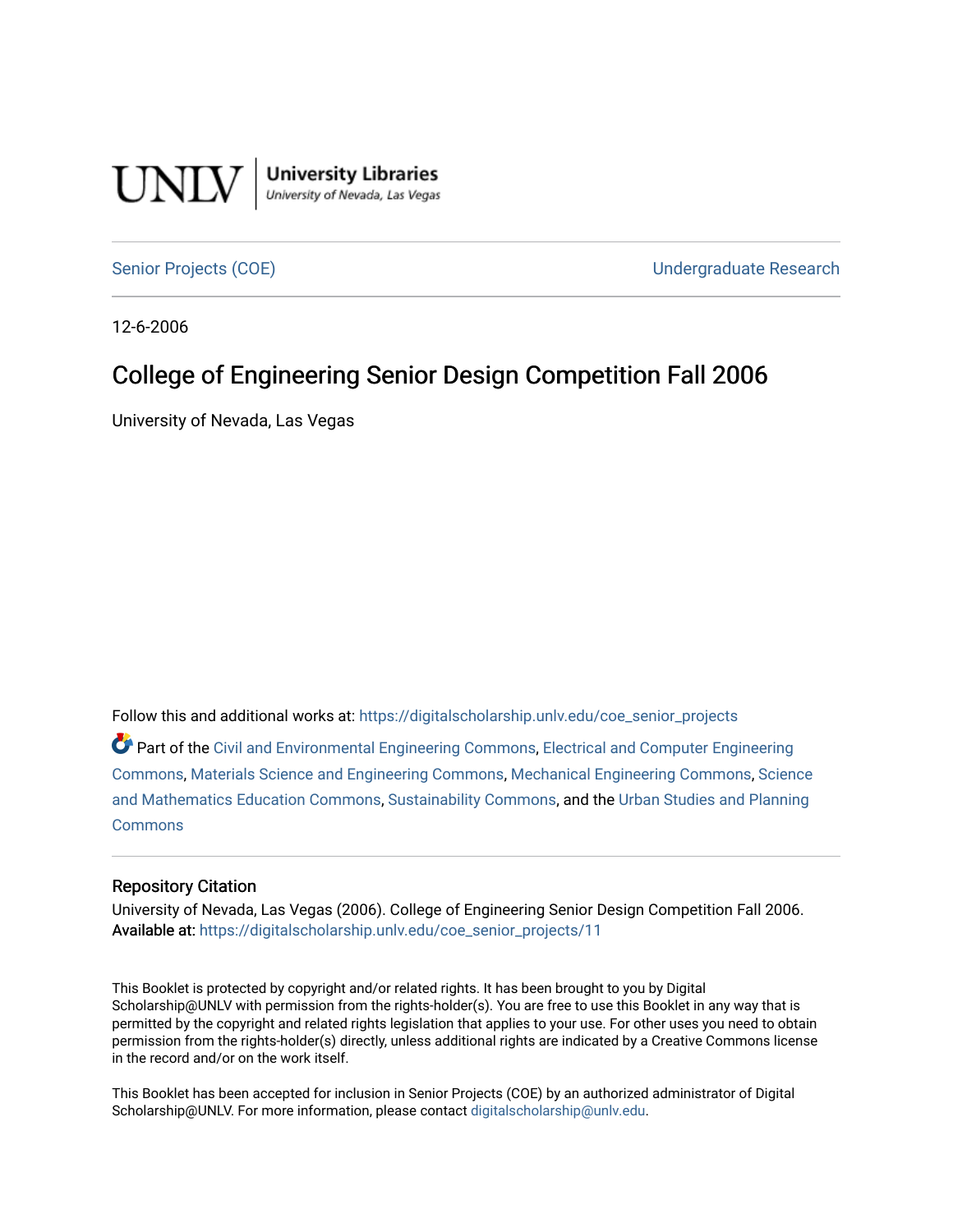UNLV | University Libraries
University of Nevada, Las Vegas

Senior Projects (COE) | Undergraduate Research

12-6-2006

# College of Engineering Senior Design Competition Fall 2006

University of Nevada, Las Vegas

Follow this and additional works at: https://digitalscholarship.unlv.edu/coe_senior_projects

Part of the Civil and Environmental Engineering Commons, Electrical and Computer Engineering Commons, Materials Science and Engineering Commons, Mechanical Engineering Commons, Science and Mathematics Education Commons, Sustainability Commons, and the Urban Studies and Planning Commons

## Repository Citation

University of Nevada, Las Vegas (2006). College of Engineering Senior Design Competition Fall 2006.
Available at: https://digitalscholarship.unlv.edu/coe_senior_projects/11

This Booklet is protected by copyright and/or related rights. It has been brought to you by Digital Scholarship@UNLV with permission from the rights-holder(s). You are free to use this Booklet in any way that is permitted by the copyright and related rights legislation that applies to your use. For other uses you need to obtain permission from the rights-holder(s) directly, unless additional rights are indicated by a Creative Commons license in the record and/or on the work itself.

This Booklet has been accepted for inclusion in Senior Projects (COE) by an authorized administrator of Digital Scholarship@UNLV. For more information, please contact digitalscholarship@unlv.edu.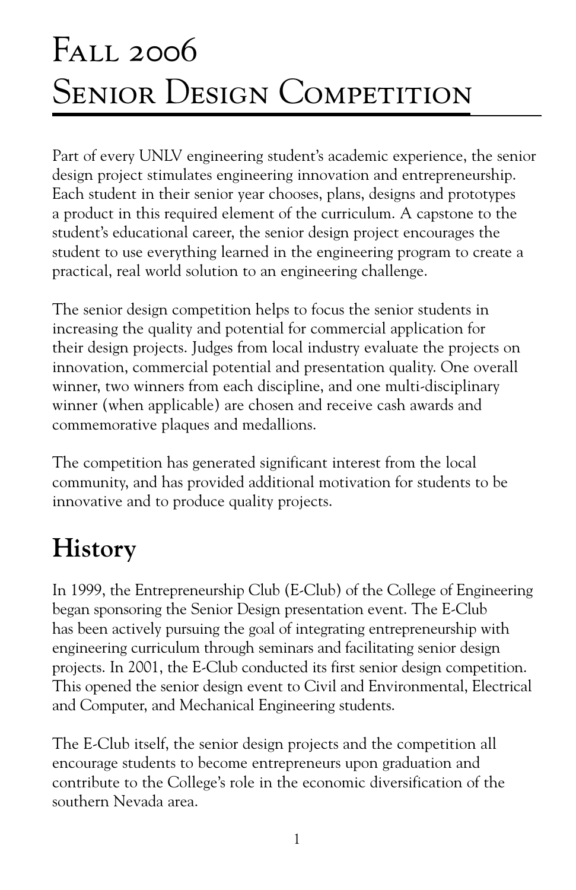# Fall 2006 Senior Design Competition

Part of every UNLV engineering student's academic experience, the senior design project stimulates engineering innovation and entrepreneurship. Each student in their senior year chooses, plans, designs and prototypes a product in this required element of the curriculum. A capstone to the student's educational career, the senior design project encourages the student to use everything learned in the engineering program to create a practical, real world solution to an engineering challenge.

The senior design competition helps to focus the senior students in increasing the quality and potential for commercial application for their design projects. Judges from local industry evaluate the projects on innovation, commercial potential and presentation quality. One overall winner, two winners from each discipline, and one multi-disciplinary winner (when applicable) are chosen and receive cash awards and commemorative plaques and medallions.

The competition has generated significant interest from the local community, and has provided additional motivation for students to be innovative and to produce quality projects.

## History

In 1999, the Entrepreneurship Club (E-Club) of the College of Engineering began sponsoring the Senior Design presentation event. The E-Club has been actively pursuing the goal of integrating entrepreneurship with engineering curriculum through seminars and facilitating senior design projects. In 2001, the E-Club conducted its first senior design competition. This opened the senior design event to Civil and Environmental, Electrical and Computer, and Mechanical Engineering students.

The E-Club itself, the senior design projects and the competition all encourage students to become entrepreneurs upon graduation and contribute to the College's role in the economic diversification of the southern Nevada area.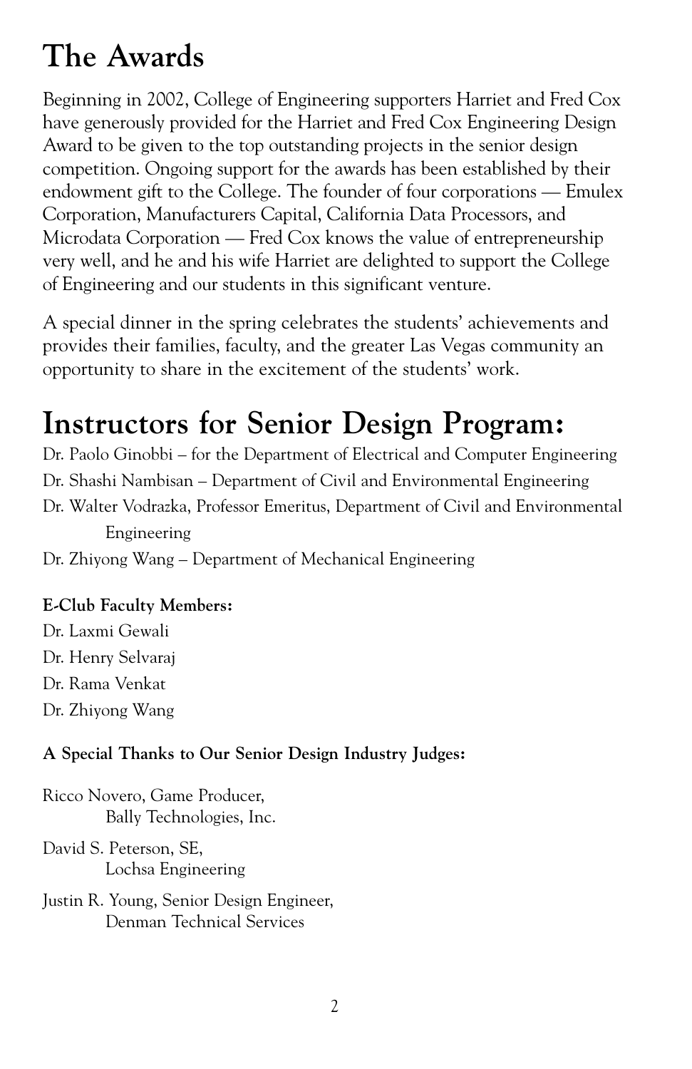# The Awards

Beginning in 2002, College of Engineering supporters Harriet and Fred Cox have generously provided for the Harriet and Fred Cox Engineering Design Award to be given to the top outstanding projects in the senior design competition. Ongoing support for the awards has been established by their endowment gift to the College. The founder of four corporations — Emulex Corporation, Manufacturers Capital, California Data Processors, and Microdata Corporation — Fred Cox knows the value of entrepreneurship very well, and he and his wife Harriet are delighted to support the College of Engineering and our students in this significant venture.

A special dinner in the spring celebrates the students' achievements and provides their families, faculty, and the greater Las Vegas community an opportunity to share in the excitement of the students' work.

# Instructors for Senior Design Program:

Dr. Paolo Ginobbi – for the Department of Electrical and Computer Engineering

Dr. Shashi Nambisan – Department of Civil and Environmental Engineering

Dr. Walter Vodrazka, Professor Emeritus, Department of Civil and Environmental Engineering

Dr. Zhiyong Wang – Department of Mechanical Engineering

**E-Club Faculty Members:**

Dr. Laxmi Gewali

Dr. Henry Selvaraj

Dr. Rama Venkat

Dr. Zhiyong Wang

**A Special Thanks to Our Senior Design Industry Judges:**

Ricco Novero, Game Producer,
Bally Technologies, Inc.

David S. Peterson, SE,
Lochsa Engineering

Justin R. Young, Senior Design Engineer,
Denman Technical Services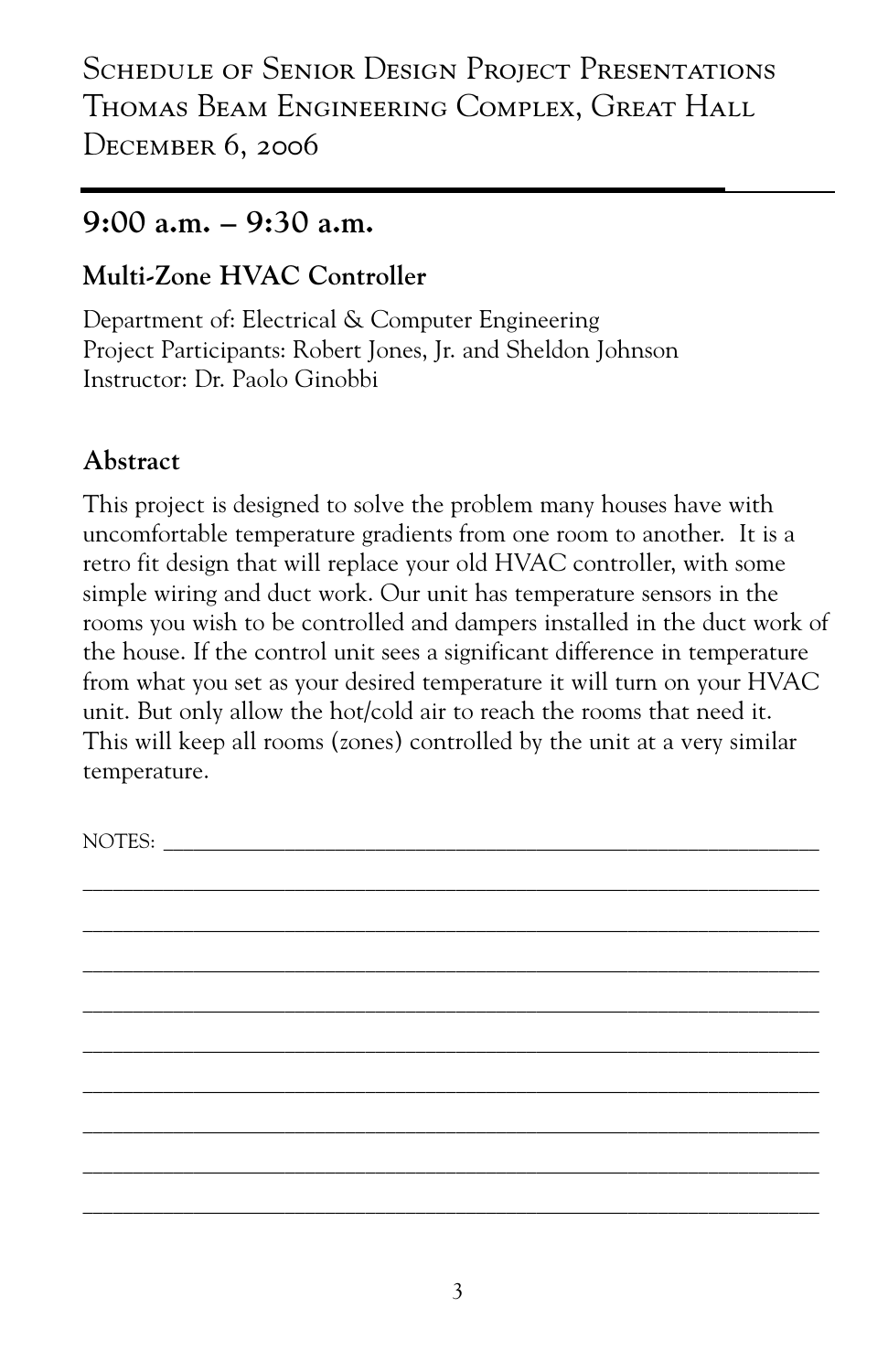# Schedule of Senior Design Project Presentations
# Thomas Beam Engineering Complex, Great Hall
# December 6, 2006

## 9:00 a.m. – 9:30 a.m.

### Multi-Zone HVAC Controller

Department of: Electrical & Computer Engineering
Project Participants: Robert Jones, Jr. and Sheldon Johnson
Instructor: Dr. Paolo Ginobbi

### Abstract

This project is designed to solve the problem many houses have with uncomfortable temperature gradients from one room to another. It is a retro fit design that will replace your old HVAC controller, with some simple wiring and duct work. Our unit has temperature sensors in the rooms you wish to be controlled and dampers installed in the duct work of the house. If the control unit sees a significant difference in temperature from what you set as your desired temperature it will turn on your HVAC unit. But only allow the hot/cold air to reach the rooms that need it. This will keep all rooms (zones) controlled by the unit at a very similar temperature.

NOTES: ______________________________________________________________

______________________________________________________________________

______________________________________________________________________

______________________________________________________________________

______________________________________________________________________

______________________________________________________________________

______________________________________________________________________

______________________________________________________________________

______________________________________________________________________

______________________________________________________________________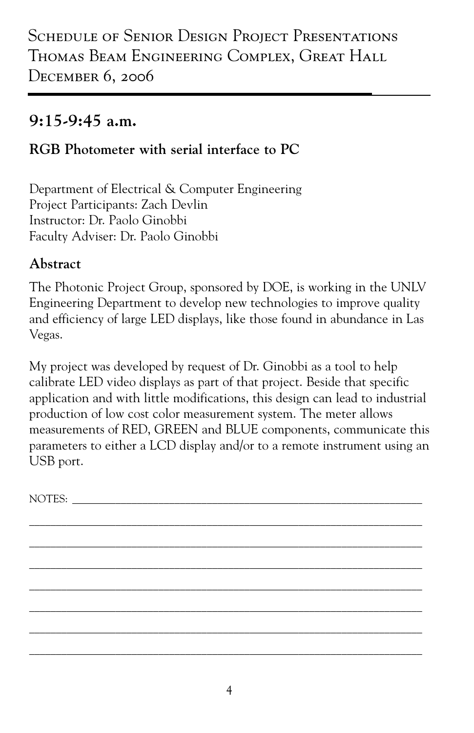# Schedule of Senior Design Project Presentations
# Thomas Beam Engineering Complex, Great Hall
# December 6, 2006

## 9:15-9:45 a.m.

### RGB Photometer with serial interface to PC

Department of Electrical & Computer Engineering
Project Participants: Zach Devlin
Instructor: Dr. Paolo Ginobbi
Faculty Adviser: Dr. Paolo Ginobbi

### Abstract

The Photonic Project Group, sponsored by DOE, is working in the UNLV Engineering Department to develop new technologies to improve quality and efficiency of large LED displays, like those found in abundance in Las Vegas.

My project was developed by request of Dr. Ginobbi as a tool to help calibrate LED video displays as part of that project. Beside that specific application and with little modifications, this design can lead to industrial production of low cost color measurement system. The meter allows measurements of RED, GREEN and BLUE components, communicate this parameters to either a LCD display and/or to a remote instrument using an USB port.

NOTES: ________________________________________________________________

______________________________________________________________________

______________________________________________________________________

______________________________________________________________________

______________________________________________________________________

______________________________________________________________________

______________________________________________________________________

______________________________________________________________________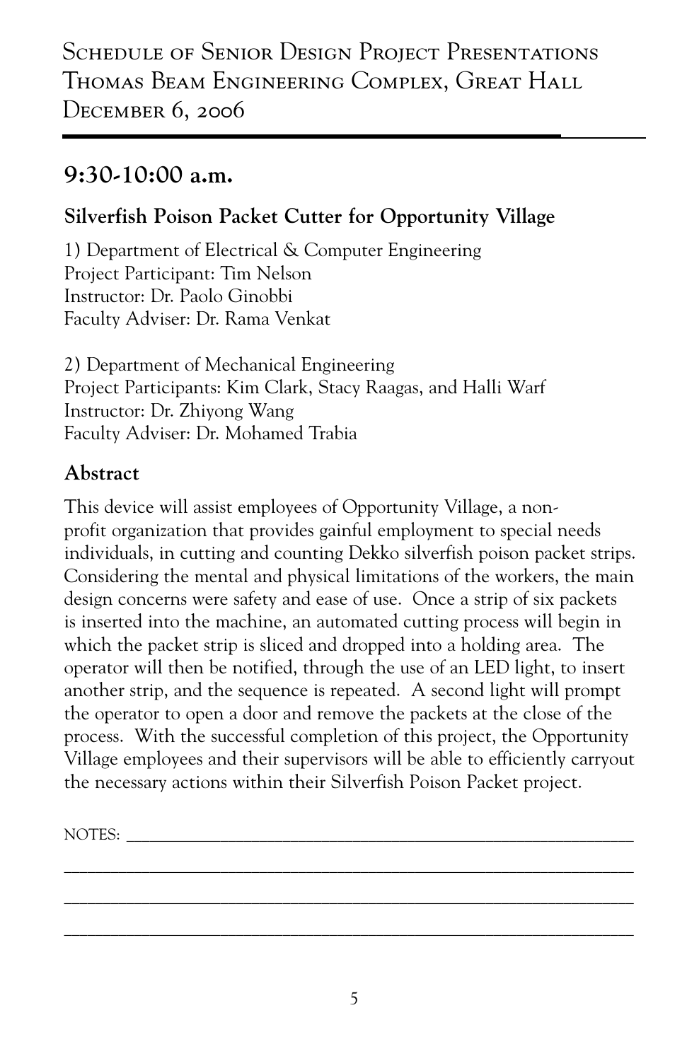# Schedule of Senior Design Project Presentations
# Thomas Beam Engineering Complex, Great Hall
# December 6, 2006

## 9:30-10:00 a.m.

### Silverfish Poison Packet Cutter for Opportunity Village

1) Department of Electrical & Computer Engineering
Project Participant: Tim Nelson
Instructor: Dr. Paolo Ginobbi
Faculty Adviser: Dr. Rama Venkat

2) Department of Mechanical Engineering
Project Participants: Kim Clark, Stacy Raagas, and Halli Warf
Instructor: Dr. Zhiyong Wang
Faculty Adviser: Dr. Mohamed Trabia

### Abstract

This device will assist employees of Opportunity Village, a non-profit organization that provides gainful employment to special needs individuals, in cutting and counting Dekko silverfish poison packet strips. Considering the mental and physical limitations of the workers, the main design concerns were safety and ease of use. Once a strip of six packets is inserted into the machine, an automated cutting process will begin in which the packet strip is sliced and dropped into a holding area. The operator will then be notified, through the use of an LED light, to insert another strip, and the sequence is repeated. A second light will prompt the operator to open a door and remove the packets at the close of the process. With the successful completion of this project, the Opportunity Village employees and their supervisors will be able to efficiently carryout the necessary actions within their Silverfish Poison Packet project.

NOTES: ________________________________________________________________

________________________________________________________________________

________________________________________________________________________

________________________________________________________________________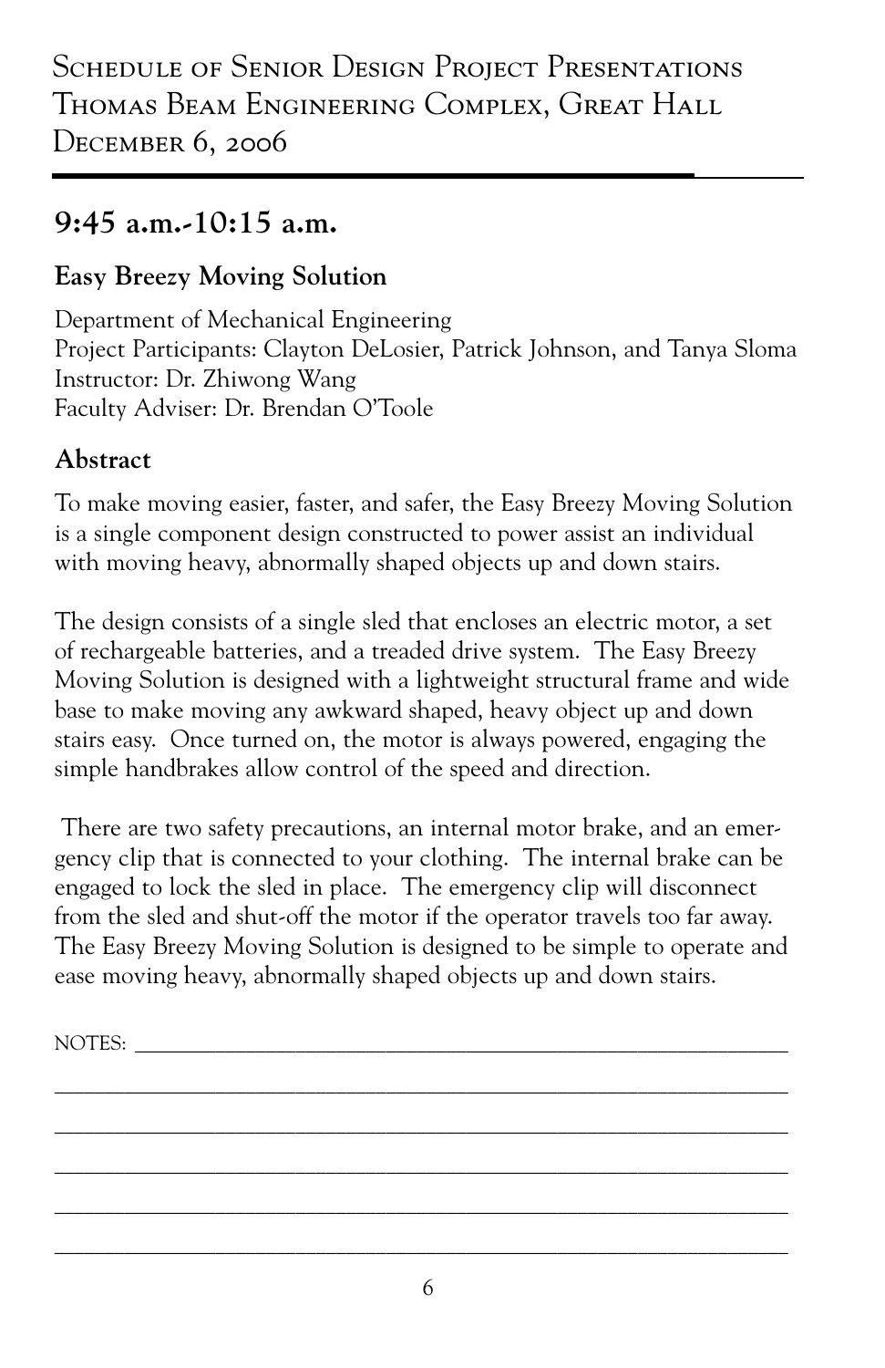Schedule of Senior Design Project Presentations
Thomas Beam Engineering Complex, Great Hall
December 6, 2006

## 9:45 a.m.-10:15 a.m.

### Easy Breezy Moving Solution

Department of Mechanical Engineering
Project Participants: Clayton DeLosier, Patrick Johnson, and Tanya Sloma
Instructor: Dr. Zhiwong Wang
Faculty Adviser: Dr. Brendan O'Toole

### Abstract

To make moving easier, faster, and safer, the Easy Breezy Moving Solution is a single component design constructed to power assist an individual with moving heavy, abnormally shaped objects up and down stairs.

The design consists of a single sled that encloses an electric motor, a set of rechargeable batteries, and a treaded drive system. The Easy Breezy Moving Solution is designed with a lightweight structural frame and wide base to make moving any awkward shaped, heavy object up and down stairs easy. Once turned on, the motor is always powered, engaging the simple handbrakes allow control of the speed and direction.

There are two safety precautions, an internal motor brake, and an emergency clip that is connected to your clothing. The internal brake can be engaged to lock the sled in place. The emergency clip will disconnect from the sled and shut-off the motor if the operator travels too far away. The Easy Breezy Moving Solution is designed to be simple to operate and ease moving heavy, abnormally shaped objects up and down stairs.

NOTES: ____________________________________________________________

____________________________________________________________________

____________________________________________________________________

____________________________________________________________________

____________________________________________________________________

____________________________________________________________________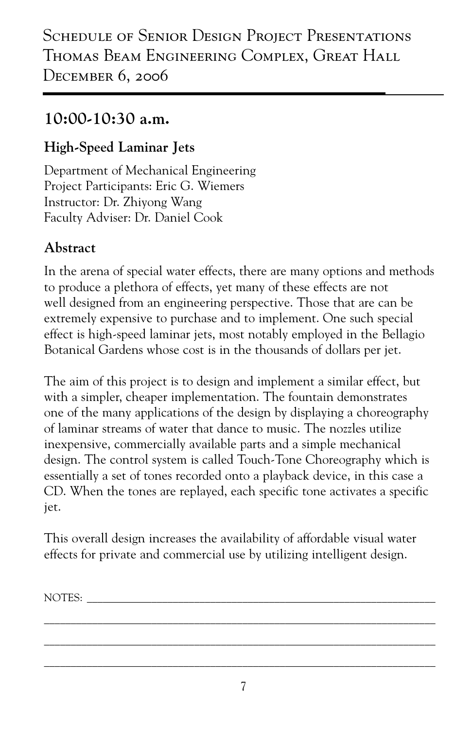# Schedule of Senior Design Project Presentations
# Thomas Beam Engineering Complex, Great Hall
# December 6, 2006

## 10:00-10:30 a.m.

### High-Speed Laminar Jets

Department of Mechanical Engineering
Project Participants: Eric G. Wiemers
Instructor: Dr. Zhiyong Wang
Faculty Adviser: Dr. Daniel Cook

### Abstract

In the arena of special water effects, there are many options and methods to produce a plethora of effects, yet many of these effects are not well designed from an engineering perspective. Those that are can be extremely expensive to purchase and to implement. One such special effect is high-speed laminar jets, most notably employed in the Bellagio Botanical Gardens whose cost is in the thousands of dollars per jet.

The aim of this project is to design and implement a similar effect, but with a simpler, cheaper implementation. The fountain demonstrates one of the many applications of the design by displaying a choreography of laminar streams of water that dance to music. The nozzles utilize inexpensive, commercially available parts and a simple mechanical design. The control system is called Touch-Tone Choreography which is essentially a set of tones recorded onto a playback device, in this case a CD. When the tones are replayed, each specific tone activates a specific jet.

This overall design increases the availability of affordable visual water effects for private and commercial use by utilizing intelligent design.

NOTES: ___________________________________________________________

_________________________________________________________________

_________________________________________________________________

_________________________________________________________________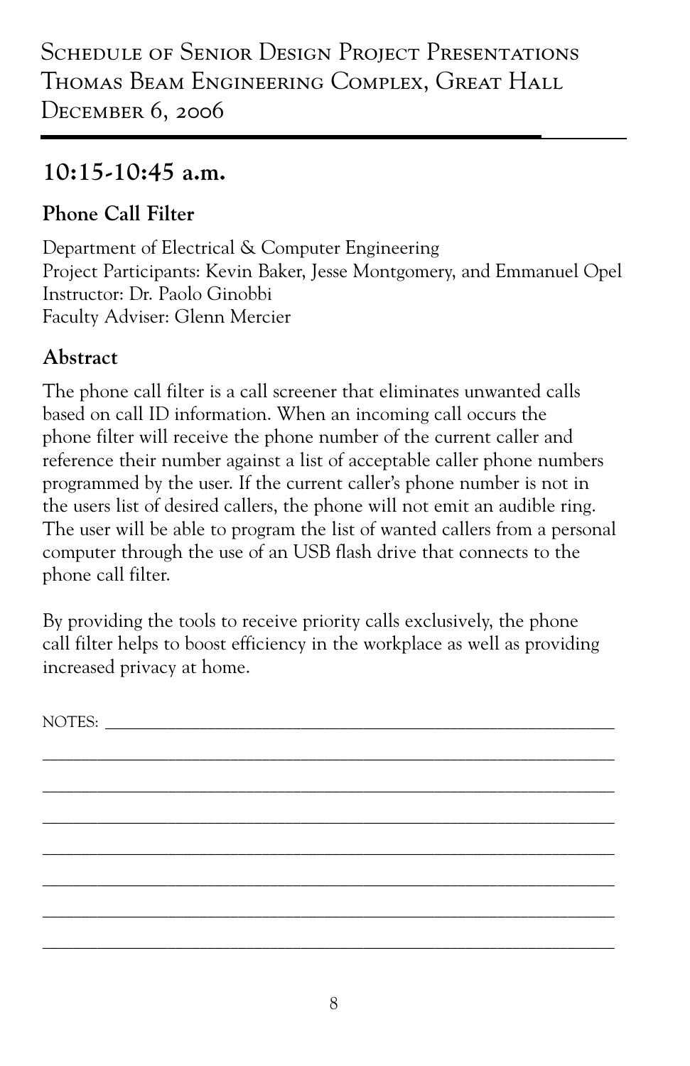## 10:15-10:45 a.m.

### Phone Call Filter

Department of Electrical & Computer Engineering
Project Participants: Kevin Baker, Jesse Montgomery, and Emmanuel Opel
Instructor: Dr. Paolo Ginobbi
Faculty Adviser: Glenn Mercier

### Abstract

The phone call filter is a call screener that eliminates unwanted calls based on call ID information. When an incoming call occurs the phone filter will receive the phone number of the current caller and reference their number against a list of acceptable caller phone numbers programmed by the user. If the current caller's phone number is not in the users list of desired callers, the phone will not emit an audible ring. The user will be able to program the list of wanted callers from a personal computer through the use of an USB flash drive that connects to the phone call filter.

By providing the tools to receive priority calls exclusively, the phone call filter helps to boost efficiency in the workplace as well as providing increased privacy at home.

NOTES: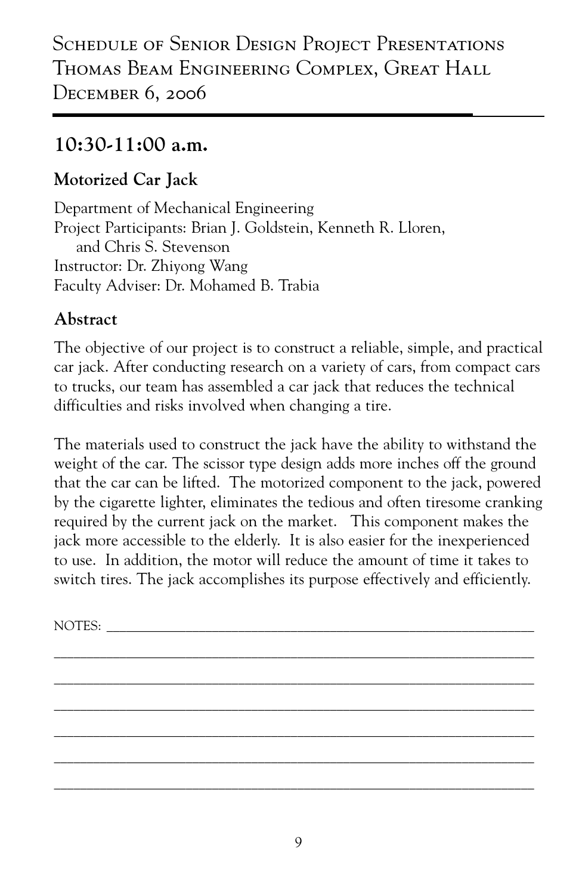Schedule of Senior Design Project Presentations
Thomas Beam Engineering Complex, Great Hall
December 6, 2006

## 10:30-11:00 a.m.

### Motorized Car Jack

Department of Mechanical Engineering
Project Participants: Brian J. Goldstein, Kenneth R. Lloren, and Chris S. Stevenson
Instructor: Dr. Zhiyong Wang
Faculty Adviser: Dr. Mohamed B. Trabia

### Abstract

The objective of our project is to construct a reliable, simple, and practical car jack. After conducting research on a variety of cars, from compact cars to trucks, our team has assembled a car jack that reduces the technical difficulties and risks involved when changing a tire.

The materials used to construct the jack have the ability to withstand the weight of the car. The scissor type design adds more inches off the ground that the car can be lifted. The motorized component to the jack, powered by the cigarette lighter, eliminates the tedious and often tiresome cranking required by the current jack on the market. This component makes the jack more accessible to the elderly. It is also easier for the inexperienced to use. In addition, the motor will reduce the amount of time it takes to switch tires. The jack accomplishes its purpose effectively and efficiently.

NOTES: ___________________________________________________________

___________________________________________________________

___________________________________________________________

___________________________________________________________

___________________________________________________________

___________________________________________________________

___________________________________________________________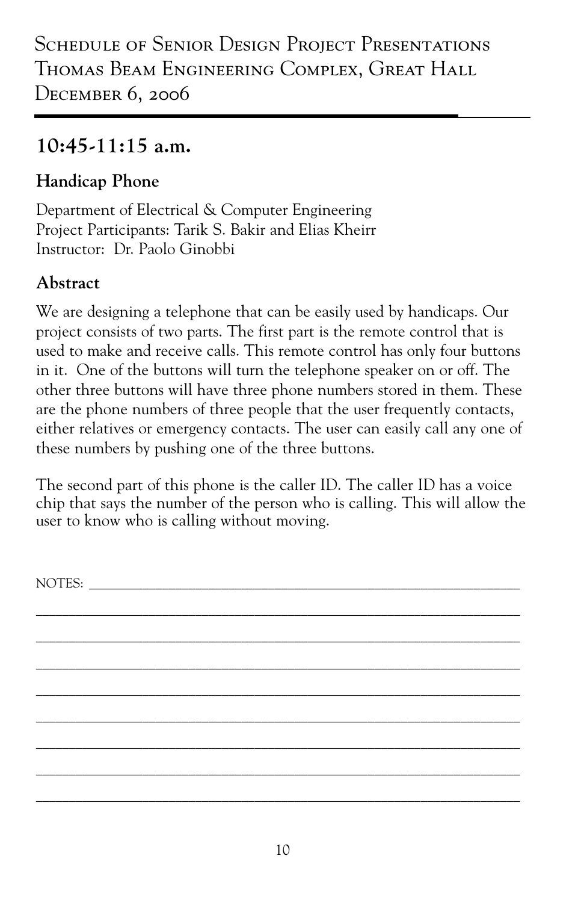# Schedule of Senior Design Project Presentations
# Thomas Beam Engineering Complex, Great Hall
# December 6, 2006

## 10:45-11:15 a.m.

### Handicap Phone

Department of Electrical & Computer Engineering
Project Participants: Tarik S. Bakir and Elias Kheirr
Instructor: Dr. Paolo Ginobbi

### Abstract

We are designing a telephone that can be easily used by handicaps. Our project consists of two parts. The first part is the remote control that is used to make and receive calls. This remote control has only four buttons in it. One of the buttons will turn the telephone speaker on or off. The other three buttons will have three phone numbers stored in them. These are the phone numbers of three people that the user frequently contacts, either relatives or emergency contacts. The user can easily call any one of these numbers by pushing one of the three buttons.

The second part of this phone is the caller ID. The caller ID has a voice chip that says the number of the person who is calling. This will allow the user to know who is calling without moving.

NOTES: ______________________________________________________________

______________________________________________________________________

______________________________________________________________________

______________________________________________________________________

______________________________________________________________________

______________________________________________________________________

______________________________________________________________________

______________________________________________________________________

______________________________________________________________________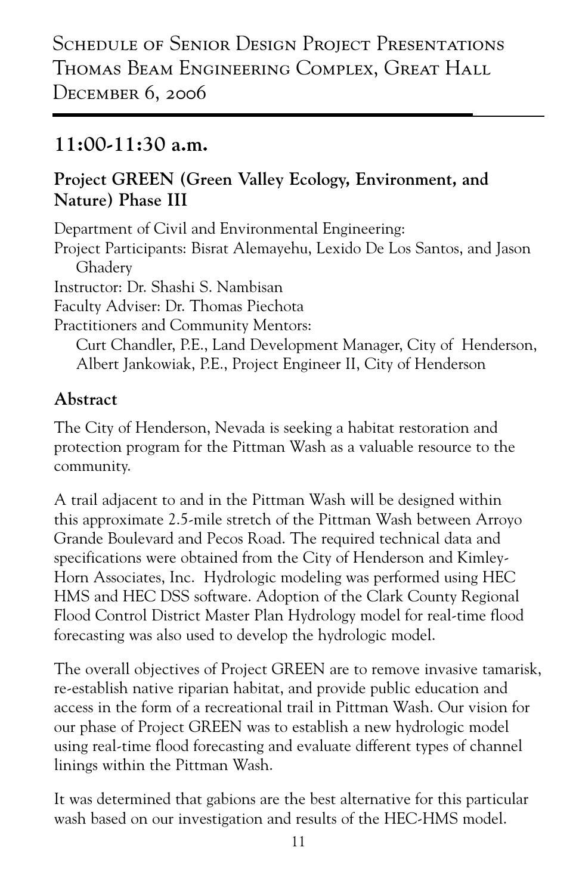# Schedule of Senior Design Project Presentations
# Thomas Beam Engineering Complex, Great Hall
# December 6, 2006

## 11:00-11:30 a.m.

### Project GREEN (Green Valley Ecology, Environment, and Nature) Phase III

Department of Civil and Environmental Engineering:
Project Participants: Bisrat Alemayehu, Lexido De Los Santos, and Jason Ghadery
Instructor: Dr. Shashi S. Nambisan
Faculty Adviser: Dr. Thomas Piechota
Practitioners and Community Mentors:
Curt Chandler, P.E., Land Development Manager, City of Henderson,
Albert Jankowiak, P.E., Project Engineer II, City of Henderson

### Abstract

The City of Henderson, Nevada is seeking a habitat restoration and protection program for the Pittman Wash as a valuable resource to the community.

A trail adjacent to and in the Pittman Wash will be designed within this approximate 2.5-mile stretch of the Pittman Wash between Arroyo Grande Boulevard and Pecos Road. The required technical data and specifications were obtained from the City of Henderson and Kimley-Horn Associates, Inc. Hydrologic modeling was performed using HEC HMS and HEC DSS software. Adoption of the Clark County Regional Flood Control District Master Plan Hydrology model for real-time flood forecasting was also used to develop the hydrologic model.

The overall objectives of Project GREEN are to remove invasive tamarisk, re-establish native riparian habitat, and provide public education and access in the form of a recreational trail in Pittman Wash. Our vision for our phase of Project GREEN was to establish a new hydrologic model using real-time flood forecasting and evaluate different types of channel linings within the Pittman Wash.

It was determined that gabions are the best alternative for this particular wash based on our investigation and results of the HEC-HMS model.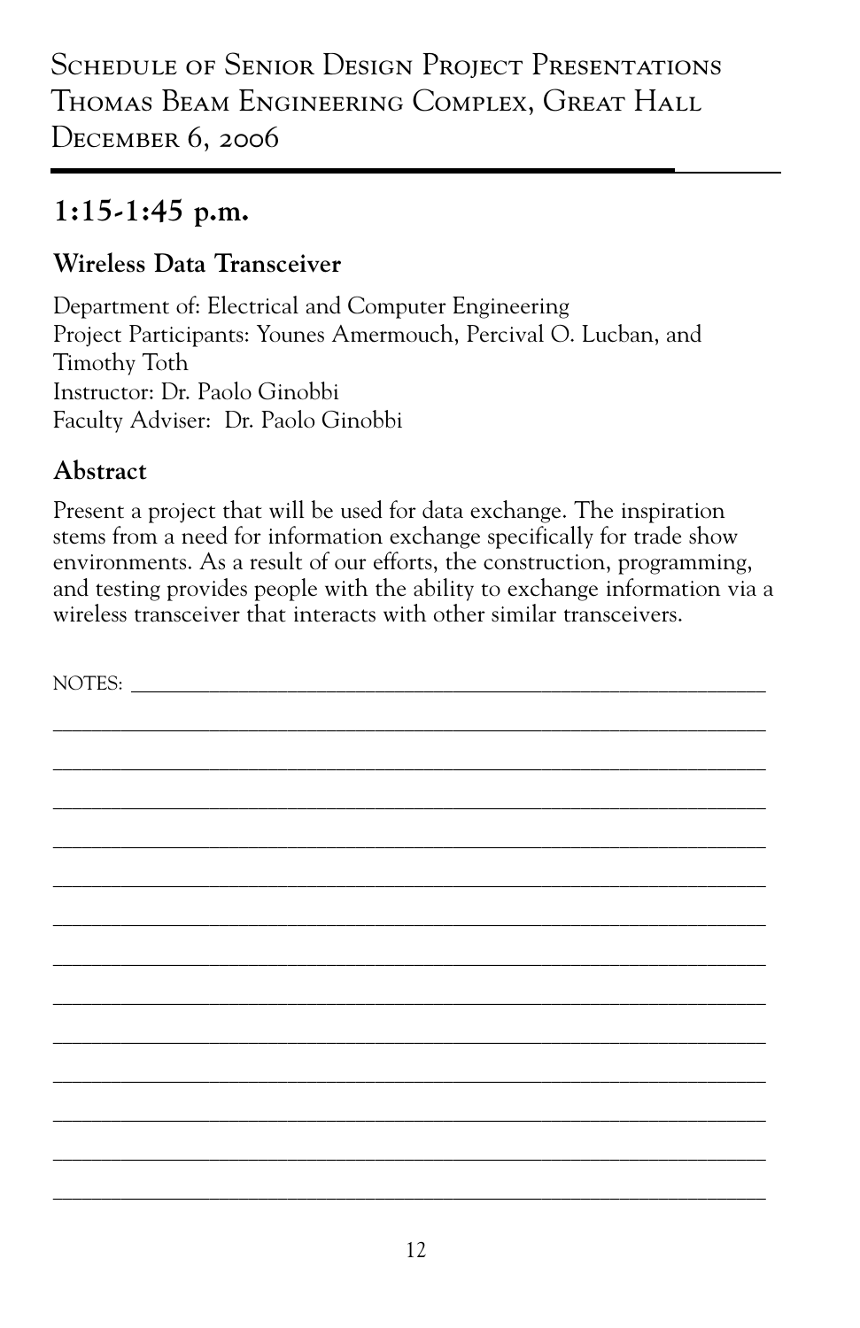## 1:15-1:45 p.m.

### Wireless Data Transceiver

Department of: Electrical and Computer Engineering
Project Participants: Younes Amermouch, Percival O. Lucban, and Timothy Toth
Instructor: Dr. Paolo Ginobbi
Faculty Adviser: Dr. Paolo Ginobbi

### Abstract

Present a project that will be used for data exchange. The inspiration stems from a need for information exchange specifically for trade show environments. As a result of our efforts, the construction, programming, and testing provides people with the ability to exchange information via a wireless transceiver that interacts with other similar transceivers.

NOTES: ___________________________________________________________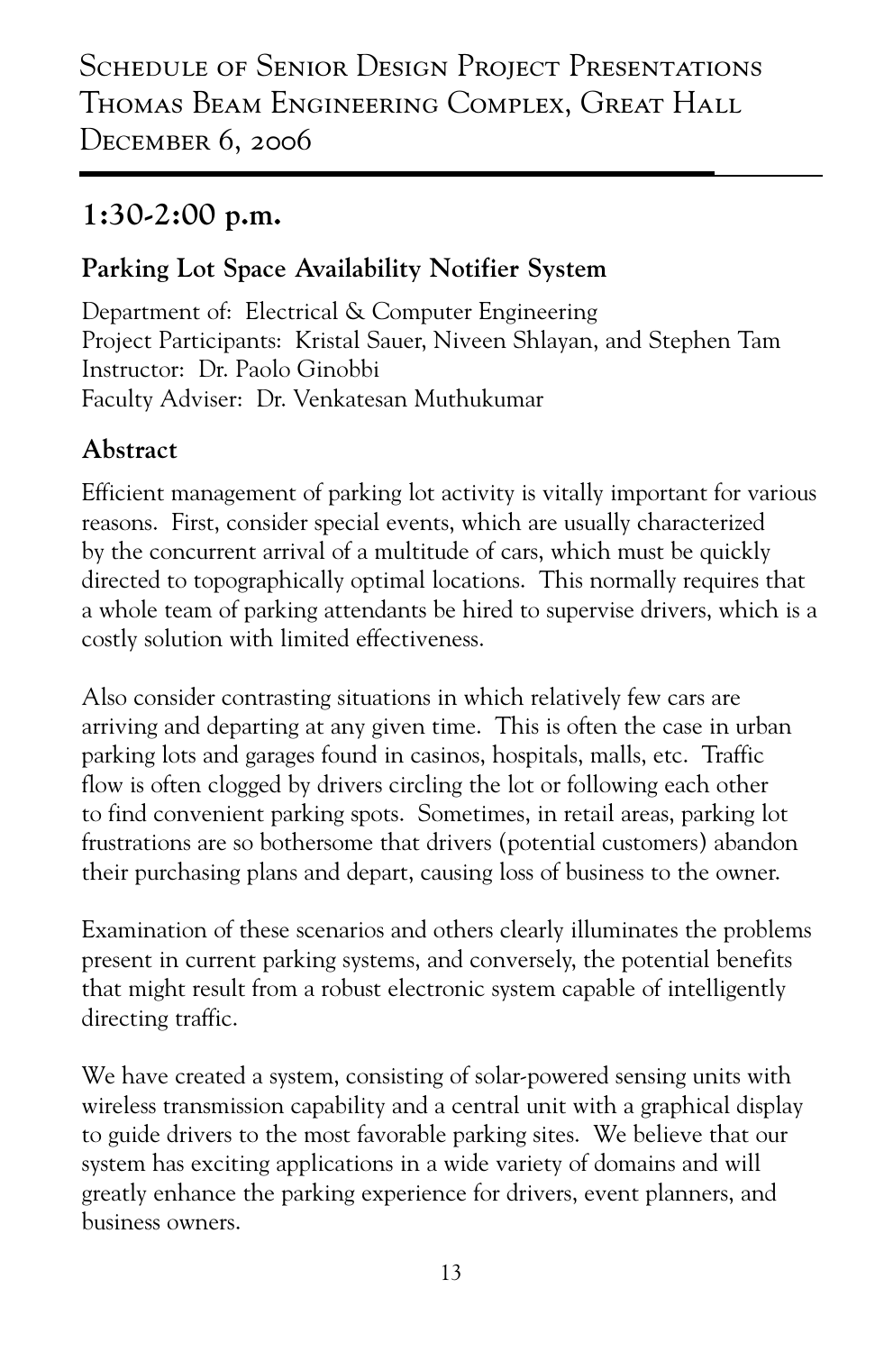# Schedule of Senior Design Project Presentations
# Thomas Beam Engineering Complex, Great Hall
# December 6, 2006

## 1:30-2:00 p.m.

### Parking Lot Space Availability Notifier System

Department of: Electrical & Computer Engineering
Project Participants: Kristal Sauer, Niveen Shlayan, and Stephen Tam
Instructor: Dr. Paolo Ginobbi
Faculty Adviser: Dr. Venkatesan Muthukumar

### Abstract

Efficient management of parking lot activity is vitally important for various reasons. First, consider special events, which are usually characterized by the concurrent arrival of a multitude of cars, which must be quickly directed to topographically optimal locations. This normally requires that a whole team of parking attendants be hired to supervise drivers, which is a costly solution with limited effectiveness.

Also consider contrasting situations in which relatively few cars are arriving and departing at any given time. This is often the case in urban parking lots and garages found in casinos, hospitals, malls, etc. Traffic flow is often clogged by drivers circling the lot or following each other to find convenient parking spots. Sometimes, in retail areas, parking lot frustrations are so bothersome that drivers (potential customers) abandon their purchasing plans and depart, causing loss of business to the owner.

Examination of these scenarios and others clearly illuminates the problems present in current parking systems, and conversely, the potential benefits that might result from a robust electronic system capable of intelligently directing traffic.

We have created a system, consisting of solar-powered sensing units with wireless transmission capability and a central unit with a graphical display to guide drivers to the most favorable parking sites. We believe that our system has exciting applications in a wide variety of domains and will greatly enhance the parking experience for drivers, event planners, and business owners.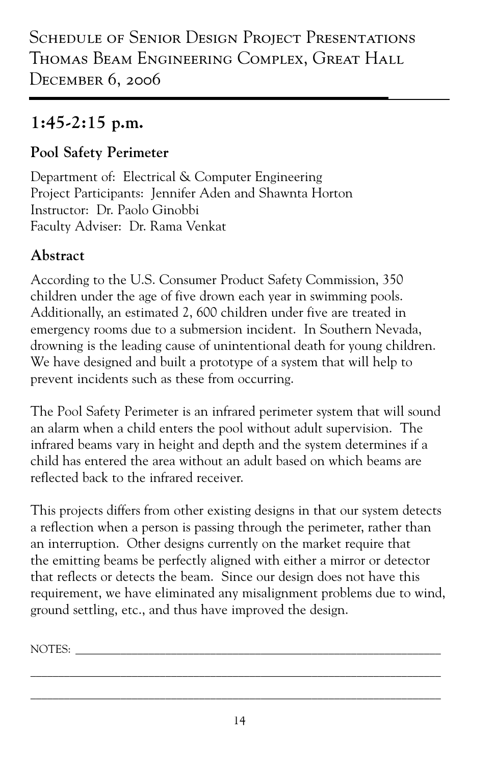Schedule of Senior Design Project Presentations
Thomas Beam Engineering Complex, Great Hall
December 6, 2006

## 1:45-2:15 p.m.

### Pool Safety Perimeter

Department of: Electrical & Computer Engineering
Project Participants: Jennifer Aden and Shawnta Horton
Instructor: Dr. Paolo Ginobbi
Faculty Adviser: Dr. Rama Venkat

### Abstract

According to the U.S. Consumer Product Safety Commission, 350 children under the age of five drown each year in swimming pools. Additionally, an estimated 2, 600 children under five are treated in emergency rooms due to a submersion incident. In Southern Nevada, drowning is the leading cause of unintentional death for young children. We have designed and built a prototype of a system that will help to prevent incidents such as these from occurring.

The Pool Safety Perimeter is an infrared perimeter system that will sound an alarm when a child enters the pool without adult supervision. The infrared beams vary in height and depth and the system determines if a child has entered the area without an adult based on which beams are reflected back to the infrared receiver.

This projects differs from other existing designs in that our system detects a reflection when a person is passing through the perimeter, rather than an interruption. Other designs currently on the market require that the emitting beams be perfectly aligned with either a mirror or detector that reflects or detects the beam. Since our design does not have this requirement, we have eliminated any misalignment problems due to wind, ground settling, etc., and thus have improved the design.

NOTES: ___________________________________________________________

_______________________________________________________________

_______________________________________________________________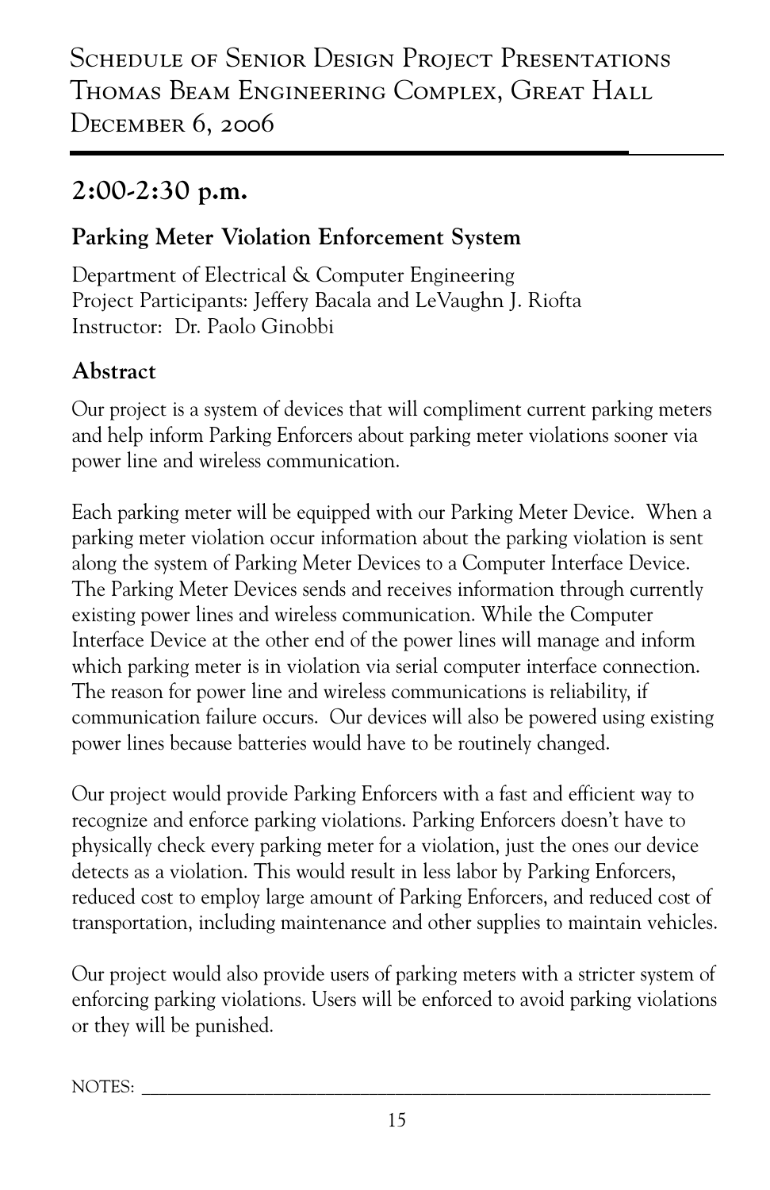## Schedule of Senior Design Project Presentations
## Thomas Beam Engineering Complex, Great Hall
## December 6, 2006

## 2:00-2:30 p.m.

### Parking Meter Violation Enforcement System

Department of Electrical & Computer Engineering
Project Participants: Jeffery Bacala and LeVaughn J. Riofta
Instructor: Dr. Paolo Ginobbi

### Abstract

Our project is a system of devices that will compliment current parking meters and help inform Parking Enforcers about parking meter violations sooner via power line and wireless communication.

Each parking meter will be equipped with our Parking Meter Device. When a parking meter violation occur information about the parking violation is sent along the system of Parking Meter Devices to a Computer Interface Device. The Parking Meter Devices sends and receives information through currently existing power lines and wireless communication. While the Computer Interface Device at the other end of the power lines will manage and inform which parking meter is in violation via serial computer interface connection. The reason for power line and wireless communications is reliability, if communication failure occurs. Our devices will also be powered using existing power lines because batteries would have to be routinely changed.

Our project would provide Parking Enforcers with a fast and efficient way to recognize and enforce parking violations. Parking Enforcers doesn't have to physically check every parking meter for a violation, just the ones our device detects as a violation. This would result in less labor by Parking Enforcers, reduced cost to employ large amount of Parking Enforcers, and reduced cost of transportation, including maintenance and other supplies to maintain vehicles.

Our project would also provide users of parking meters with a stricter system of enforcing parking violations. Users will be enforced to avoid parking violations or they will be punished.

NOTES: ___________________________________________________________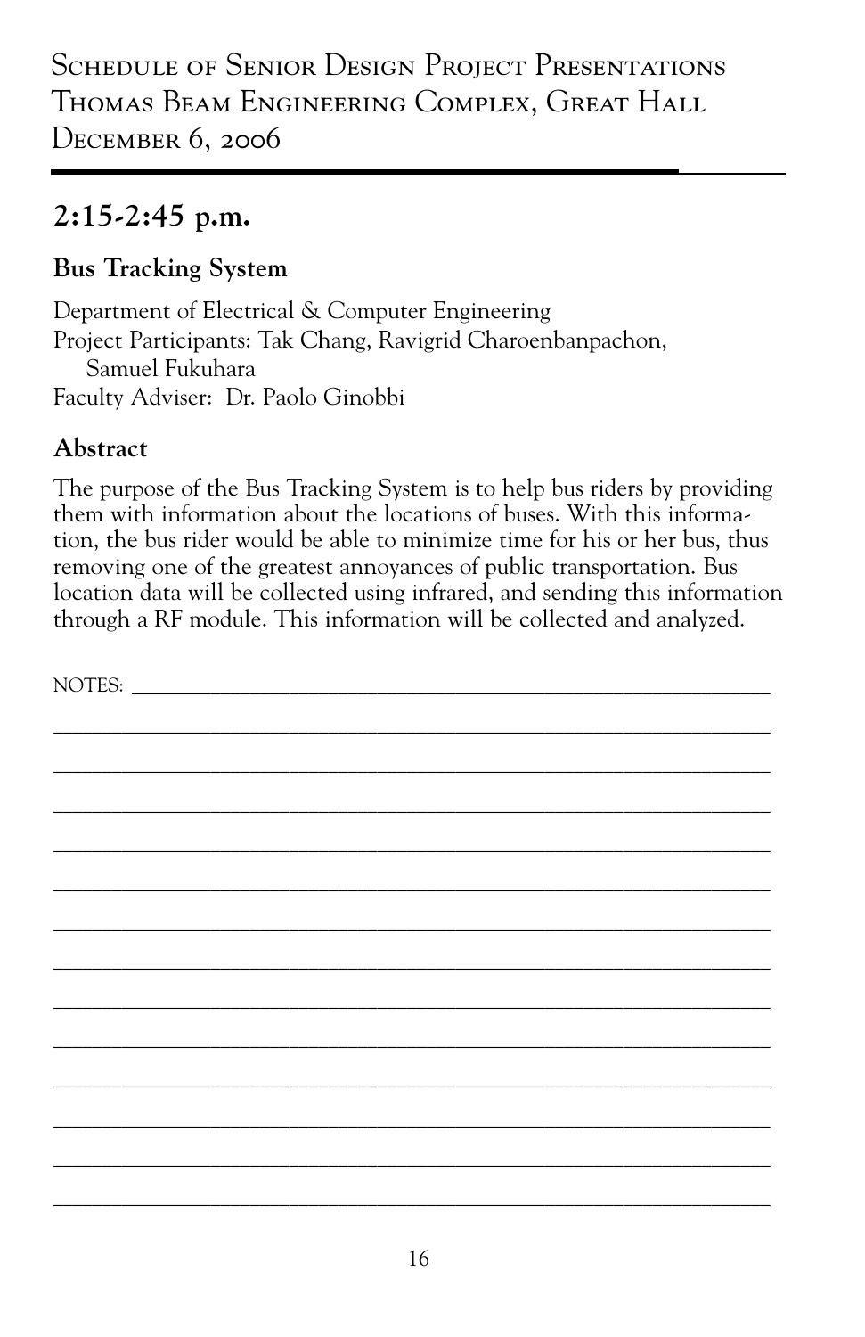Schedule of Senior Design Project Presentations
Thomas Beam Engineering Complex, Great Hall
December 6, 2006

## 2:15-2:45 p.m.

### Bus Tracking System

Department of Electrical & Computer Engineering
Project Participants: Tak Chang, Ravigrid Charoenbanpachon, Samuel Fukuhara
Faculty Adviser: Dr. Paolo Ginobbi

### Abstract

The purpose of the Bus Tracking System is to help bus riders by providing them with information about the locations of buses. With this information, the bus rider would be able to minimize time for his or her bus, thus removing one of the greatest annoyances of public transportation. Bus location data will be collected using infrared, and sending this information through a RF module. This information will be collected and analyzed.

NOTES: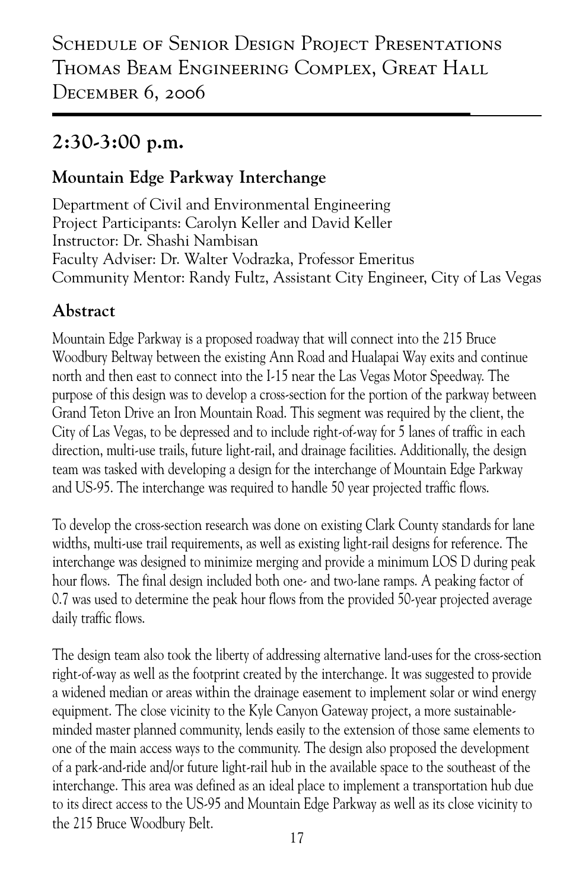# Schedule of Senior Design Project Presentations
# Thomas Beam Engineering Complex, Great Hall
# December 6, 2006

## 2:30-3:00 p.m.

### Mountain Edge Parkway Interchange

Department of Civil and Environmental Engineering
Project Participants: Carolyn Keller and David Keller
Instructor: Dr. Shashi Nambisan
Faculty Adviser: Dr. Walter Vodrazka, Professor Emeritus
Community Mentor: Randy Fultz, Assistant City Engineer, City of Las Vegas

### Abstract

Mountain Edge Parkway is a proposed roadway that will connect into the 215 Bruce Woodbury Beltway between the existing Ann Road and Hualapai Way exits and continue north and then east to connect into the I-15 near the Las Vegas Motor Speedway. The purpose of this design was to develop a cross-section for the portion of the parkway between Grand Teton Drive an Iron Mountain Road. This segment was required by the client, the City of Las Vegas, to be depressed and to include right-of-way for 5 lanes of traffic in each direction, multi-use trails, future light-rail, and drainage facilities. Additionally, the design team was tasked with developing a design for the interchange of Mountain Edge Parkway and US-95. The interchange was required to handle 50 year projected traffic flows.

To develop the cross-section research was done on existing Clark County standards for lane widths, multi-use trail requirements, as well as existing light-rail designs for reference. The interchange was designed to minimize merging and provide a minimum LOS D during peak hour flows. The final design included both one- and two-lane ramps. A peaking factor of 0.7 was used to determine the peak hour flows from the provided 50-year projected average daily traffic flows.

The design team also took the liberty of addressing alternative land-uses for the cross-section right-of-way as well as the footprint created by the interchange. It was suggested to provide a widened median or areas within the drainage easement to implement solar or wind energy equipment. The close vicinity to the Kyle Canyon Gateway project, a more sustainable-minded master planned community, lends easily to the extension of those same elements to one of the main access ways to the community. The design also proposed the development of a park-and-ride and/or future light-rail hub in the available space to the southeast of the interchange. This area was defined as an ideal place to implement a transportation hub due to its direct access to the US-95 and Mountain Edge Parkway as well as its close vicinity to the 215 Bruce Woodbury Belt.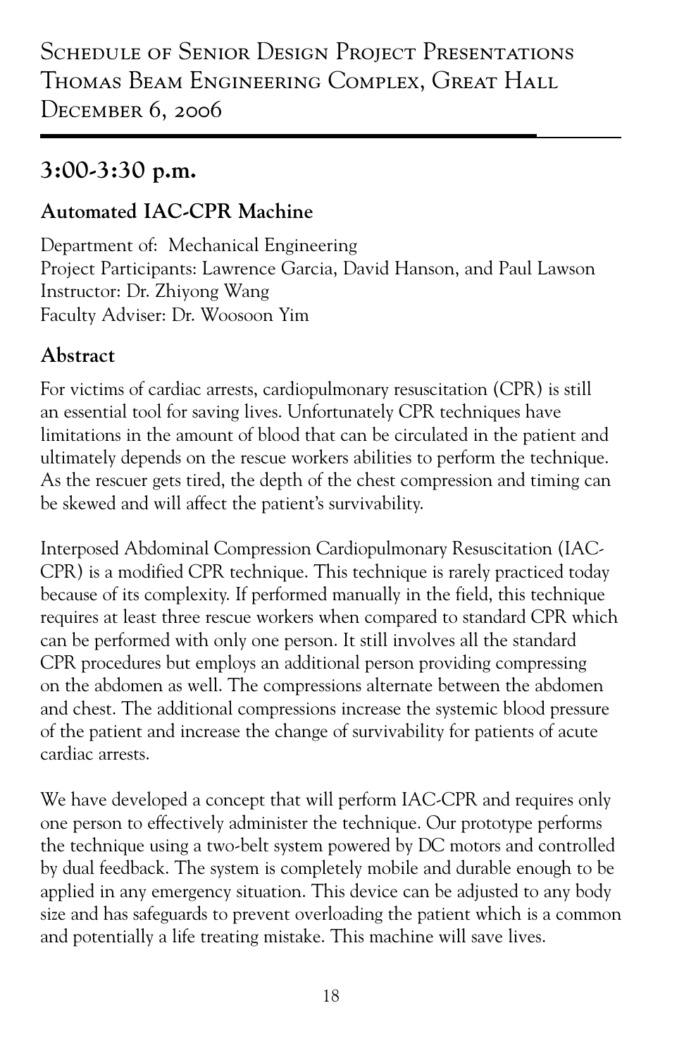# Schedule of Senior Design Project Presentations Thomas Beam Engineering Complex, Great Hall December 6, 2006

## 3:00-3:30 p.m.

### Automated IAC-CPR Machine

Department of: Mechanical Engineering
Project Participants: Lawrence Garcia, David Hanson, and Paul Lawson
Instructor: Dr. Zhiyong Wang
Faculty Adviser: Dr. Woosoon Yim

### Abstract

For victims of cardiac arrests, cardiopulmonary resuscitation (CPR) is still an essential tool for saving lives. Unfortunately CPR techniques have limitations in the amount of blood that can be circulated in the patient and ultimately depends on the rescue workers abilities to perform the technique. As the rescuer gets tired, the depth of the chest compression and timing can be skewed and will affect the patient's survivability.

Interposed Abdominal Compression Cardiopulmonary Resuscitation (IAC-CPR) is a modified CPR technique. This technique is rarely practiced today because of its complexity. If performed manually in the field, this technique requires at least three rescue workers when compared to standard CPR which can be performed with only one person. It still involves all the standard CPR procedures but employs an additional person providing compressing on the abdomen as well. The compressions alternate between the abdomen and chest. The additional compressions increase the systemic blood pressure of the patient and increase the change of survivability for patients of acute cardiac arrests.

We have developed a concept that will perform IAC-CPR and requires only one person to effectively administer the technique. Our prototype performs the technique using a two-belt system powered by DC motors and controlled by dual feedback. The system is completely mobile and durable enough to be applied in any emergency situation. This device can be adjusted to any body size and has safeguards to prevent overloading the patient which is a common and potentially a life treating mistake. This machine will save lives.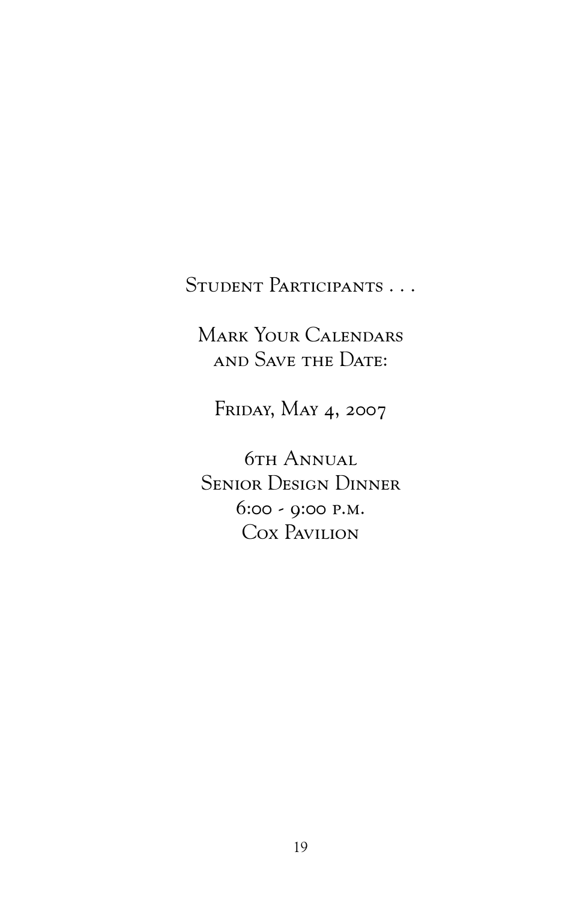Student Participants . . .

Mark Your Calendars
and Save the Date:

Friday, May 4, 2007

6th Annual
Senior Design Dinner
6:00 - 9:00 p.m.
Cox Pavilion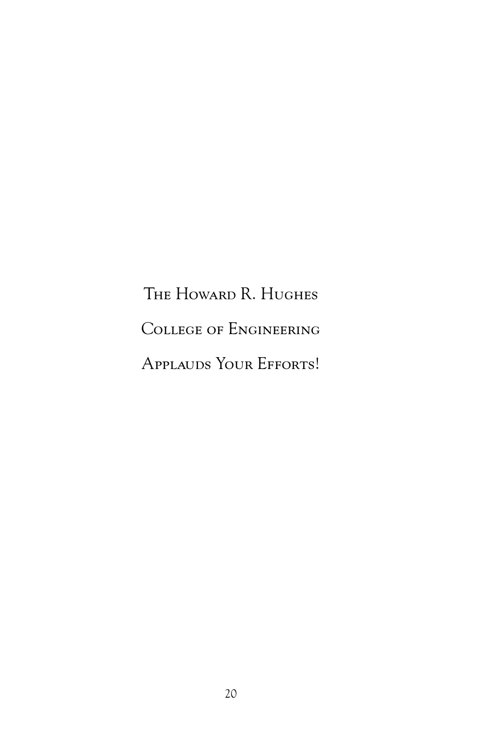The Howard R. Hughes

College of Engineering

Applauds Your Efforts!